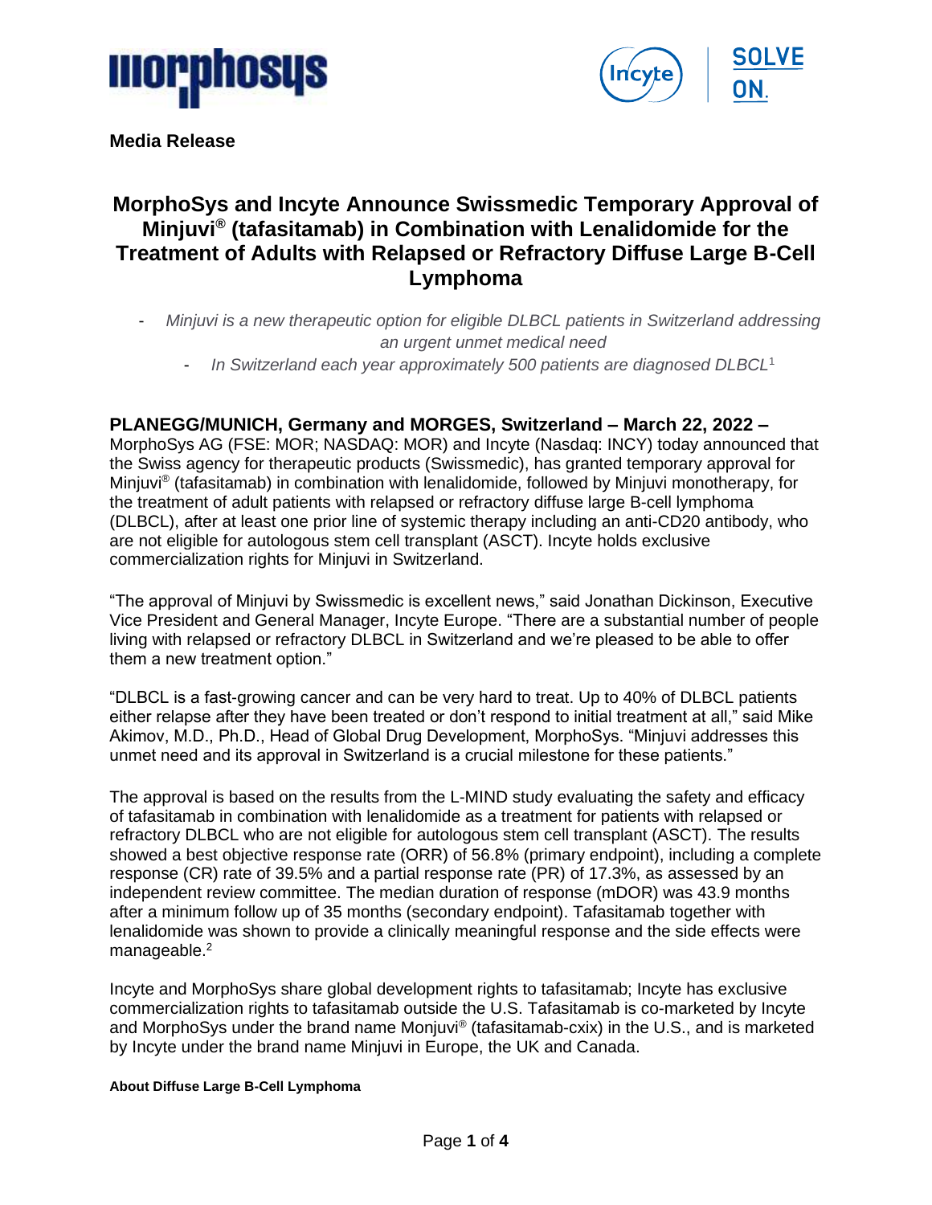**Media Release**

# MorphoSys and Incyte Announce Swissmedic Temporary Approval of Minjuvi® (tafasitamab) in Combination with Lenalidomide for the Treatment of Adults with Relapsed or Refractory Diffuse Large B-Cell Lymphoma

- *Minjuvi is a new therapeutic option for eligible DLBCL patients in Switzerland addressing an urgent unmet medical need*
- *In Switzerland each year approximately 500 patients are diagnosed DLBCL*[1]

**PLANEGG/MUNICH, Germany and MORGES, Switzerland – March 22, 2022 –** MorphoSys AG (FSE: MOR; NASDAQ: MOR) and Incyte (Nasdaq: INCY) today announced that the Swiss agency for therapeutic products (Swissmedic), has granted temporary approval for Minjuvi® (tafasitamab) in combination with lenalidomide, followed by Minjuvi monotherapy, for the treatment of adult patients with relapsed or refractory diffuse large B-cell lymphoma (DLBCL), after at least one prior line of systemic therapy including an anti-CD20 antibody, who are not eligible for autologous stem cell transplant (ASCT). Incyte holds exclusive commercialization rights for Minjuvi in Switzerland.

"The approval of Minjuvi by Swissmedic is excellent news," said Jonathan Dickinson, Executive Vice President and General Manager, Incyte Europe. "There are a substantial number of people living with relapsed or refractory DLBCL in Switzerland and we're pleased to be able to offer them a new treatment option."

"DLBCL is a fast-growing cancer and can be very hard to treat. Up to 40% of DLBCL patients either relapse after they have been treated or don't respond to initial treatment at all," said Mike Akimov, M.D., Ph.D., Head of Global Drug Development, MorphoSys. "Minjuvi addresses this unmet need and its approval in Switzerland is a crucial milestone for these patients."

The approval is based on the results from the L-MIND study evaluating the safety and efficacy of tafasitamab in combination with lenalidomide as a treatment for patients with relapsed or refractory DLBCL who are not eligible for autologous stem cell transplant (ASCT). The results showed a best objective response rate (ORR) of 56.8% (primary endpoint), including a complete response (CR) rate of 39.5% and a partial response rate (PR) of 17.3%, as assessed by an independent review committee. The median duration of response (mDOR) was 43.9 months after a minimum follow up of 35 months (secondary endpoint). Tafasitamab together with lenalidomide was shown to provide a clinically meaningful response and the side effects were manageable.[2]

Incyte and MorphoSys share global development rights to tafasitamab; Incyte has exclusive commercialization rights to tafasitamab outside the U.S. Tafasitamab is co-marketed by Incyte and MorphoSys under the brand name Monjuvi® (tafasitamab-cxix) in the U.S., and is marketed by Incyte under the brand name Minjuvi in Europe, the UK and Canada.

**About Diffuse Large B-Cell Lymphoma**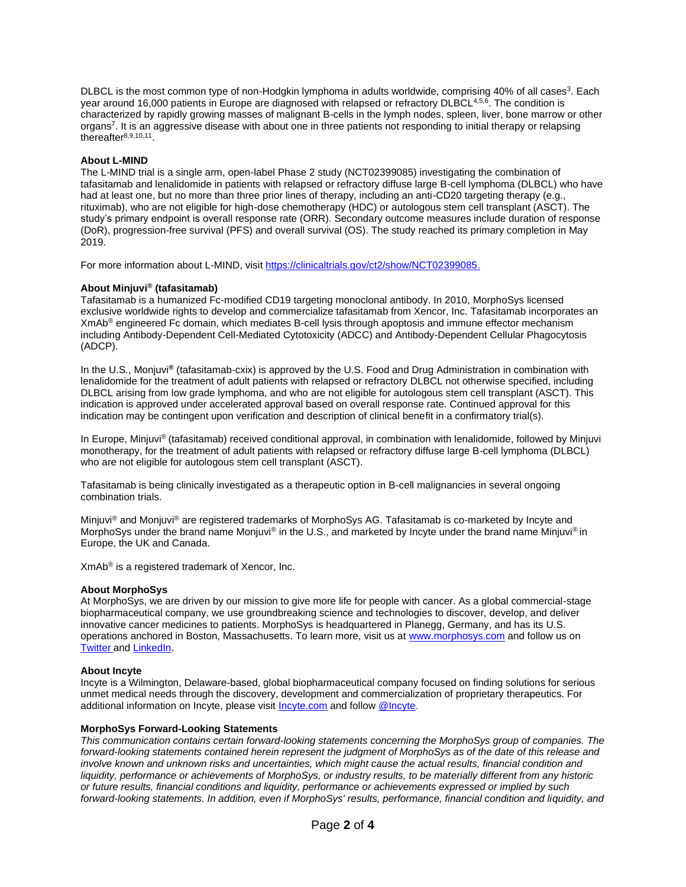DLBCL is the most common type of non-Hodgkin lymphoma in adults worldwide, comprising 40% of all cases[3]. Each year around 16,000 patients in Europe are diagnosed with relapsed or refractory DLBCL[4,5,6]. The condition is characterized by rapidly growing masses of malignant B-cells in the lymph nodes, spleen, liver, bone marrow or other organs[7]. It is an aggressive disease with about one in three patients not responding to initial therapy or relapsing thereafter[8,9,10,11].

**About L-MIND**

The L-MIND trial is a single arm, open-label Phase 2 study (NCT02399085) investigating the combination of tafasitamab and lenalidomide in patients with relapsed or refractory diffuse large B-cell lymphoma (DLBCL) who have had at least one, but no more than three prior lines of therapy, including an anti-CD20 targeting therapy (e.g., rituximab), who are not eligible for high-dose chemotherapy (HDC) or autologous stem cell transplant (ASCT). The study's primary endpoint is overall response rate (ORR). Secondary outcome measures include duration of response (DoR), progression-free survival (PFS) and overall survival (OS). The study reached its primary completion in May 2019.

For more information about L-MIND, visit [https://clinicaltrials.gov/ct2/show/NCT02399085.](https://clinicaltrials.gov/ct2/show/NCT02399085)

**About Minjuvi® (tafasitamab)**

Tafasitamab is a humanized Fc-modified CD19 targeting monoclonal antibody. In 2010, MorphoSys licensed exclusive worldwide rights to develop and commercialize tafasitamab from Xencor, Inc. Tafasitamab incorporates an XmAb® engineered Fc domain, which mediates B-cell lysis through apoptosis and immune effector mechanism including Antibody-Dependent Cell-Mediated Cytotoxicity (ADCC) and Antibody-Dependent Cellular Phagocytosis (ADCP).

In the U.S., Monjuvi® (tafasitamab-cxix) is approved by the U.S. Food and Drug Administration in combination with lenalidomide for the treatment of adult patients with relapsed or refractory DLBCL not otherwise specified, including DLBCL arising from low grade lymphoma, and who are not eligible for autologous stem cell transplant (ASCT). This indication is approved under accelerated approval based on overall response rate. Continued approval for this indication may be contingent upon verification and description of clinical benefit in a confirmatory trial(s).

In Europe, Minjuvi® (tafasitamab) received conditional approval, in combination with lenalidomide, followed by Minjuvi monotherapy, for the treatment of adult patients with relapsed or refractory diffuse large B-cell lymphoma (DLBCL) who are not eligible for autologous stem cell transplant (ASCT).

Tafasitamab is being clinically investigated as a therapeutic option in B-cell malignancies in several ongoing combination trials.

Minjuvi® and Monjuvi® are registered trademarks of MorphoSys AG. Tafasitamab is co-marketed by Incyte and MorphoSys under the brand name Monjuvi® in the U.S., and marketed by Incyte under the brand name Minjuvi® in Europe, the UK and Canada.

XmAb® is a registered trademark of Xencor, Inc.

**About MorphoSys**

At MorphoSys, we are driven by our mission to give more life for people with cancer. As a global commercial-stage biopharmaceutical company, we use groundbreaking science and technologies to discover, develop, and deliver innovative cancer medicines to patients. MorphoSys is headquartered in Planegg, Germany, and has its U.S. operations anchored in Boston, Massachusetts. To learn more, visit us at [www.morphosys.com](http://www.morphosys.com) and follow us on Twitter and LinkedIn.

**About Incyte**

Incyte is a Wilmington, Delaware-based, global biopharmaceutical company focused on finding solutions for serious unmet medical needs through the discovery, development and commercialization of proprietary therapeutics. For additional information on Incyte, please visit Incyte.com and follow @Incyte.

**MorphoSys Forward-Looking Statements**

*This communication contains certain forward-looking statements concerning the MorphoSys group of companies. The forward-looking statements contained herein represent the judgment of MorphoSys as of the date of this release and involve known and unknown risks and uncertainties, which might cause the actual results, financial condition and liquidity, performance or achievements of MorphoSys, or industry results, to be materially different from any historic or future results, financial conditions and liquidity, performance or achievements expressed or implied by such forward-looking statements. In addition, even if MorphoSys' results, performance, financial condition and liquidity, and*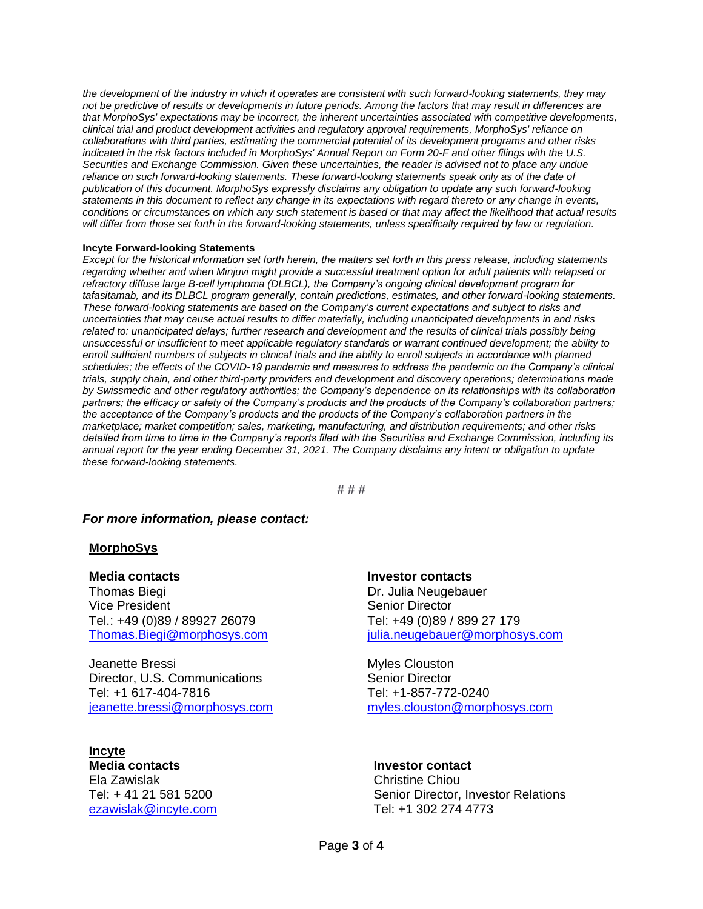*the development of the industry in which it operates are consistent with such forward-looking statements, they may not be predictive of results or developments in future periods. Among the factors that may result in differences are that MorphoSys' expectations may be incorrect, the inherent uncertainties associated with competitive developments, clinical trial and product development activities and regulatory approval requirements, MorphoSys' reliance on collaborations with third parties, estimating the commercial potential of its development programs and other risks indicated in the risk factors included in MorphoSys' Annual Report on Form 20-F and other filings with the U.S. Securities and Exchange Commission. Given these uncertainties, the reader is advised not to place any undue reliance on such forward-looking statements. These forward-looking statements speak only as of the date of publication of this document. MorphoSys expressly disclaims any obligation to update any such forward-looking statements in this document to reflect any change in its expectations with regard thereto or any change in events, conditions or circumstances on which any such statement is based or that may affect the likelihood that actual results will differ from those set forth in the forward-looking statements, unless specifically required by law or regulation.*

**Incyte Forward-looking Statements**

*Except for the historical information set forth herein, the matters set forth in this press release, including statements regarding whether and when Minjuvi might provide a successful treatment option for adult patients with relapsed or refractory diffuse large B-cell lymphoma (DLBCL), the Company's ongoing clinical development program for tafasitamab, and its DLBCL program generally, contain predictions, estimates, and other forward-looking statements. These forward-looking statements are based on the Company's current expectations and subject to risks and uncertainties that may cause actual results to differ materially, including unanticipated developments in and risks related to: unanticipated delays; further research and development and the results of clinical trials possibly being unsuccessful or insufficient to meet applicable regulatory standards or warrant continued development; the ability to enroll sufficient numbers of subjects in clinical trials and the ability to enroll subjects in accordance with planned schedules; the effects of the COVID-19 pandemic and measures to address the pandemic on the Company's clinical trials, supply chain, and other third-party providers and development and discovery operations; determinations made by Swissmedic and other regulatory authorities; the Company's dependence on its relationships with its collaboration partners; the efficacy or safety of the Company's products and the products of the Company's collaboration partners; the acceptance of the Company's products and the products of the Company's collaboration partners in the marketplace; market competition; sales, marketing, manufacturing, and distribution requirements; and other risks detailed from time to time in the Company's reports filed with the Securities and Exchange Commission, including its annual report for the year ending December 31, 2021. The Company disclaims any intent or obligation to update these forward-looking statements.*

# # #

***For more information, please contact:***

**MorphoSys**

**Media contacts**

Thomas Biegi
Vice President
Tel.: +49 (0)89 / 89927 26079
Thomas.Biegi@morphosys.com

Jeanette Bressi
Director, U.S. Communications
Tel: +1 617-404-7816
jeanette.bressi@morphosys.com

**Investor contacts**

Dr. Julia Neugebauer
Senior Director
Tel: +49 (0)89 / 899 27 179
julia.neugebauer@morphosys.com

Myles Clouston
Senior Director
Tel: +1-857-772-0240
myles.clouston@morphosys.com

**Incyte**

**Media contacts**

Ela Zawislak
Tel: + 41 21 581 5200
ezawislak@incyte.com

**Investor contact**

Christine Chiou
Senior Director, Investor Relations
Tel: +1 302 274 4773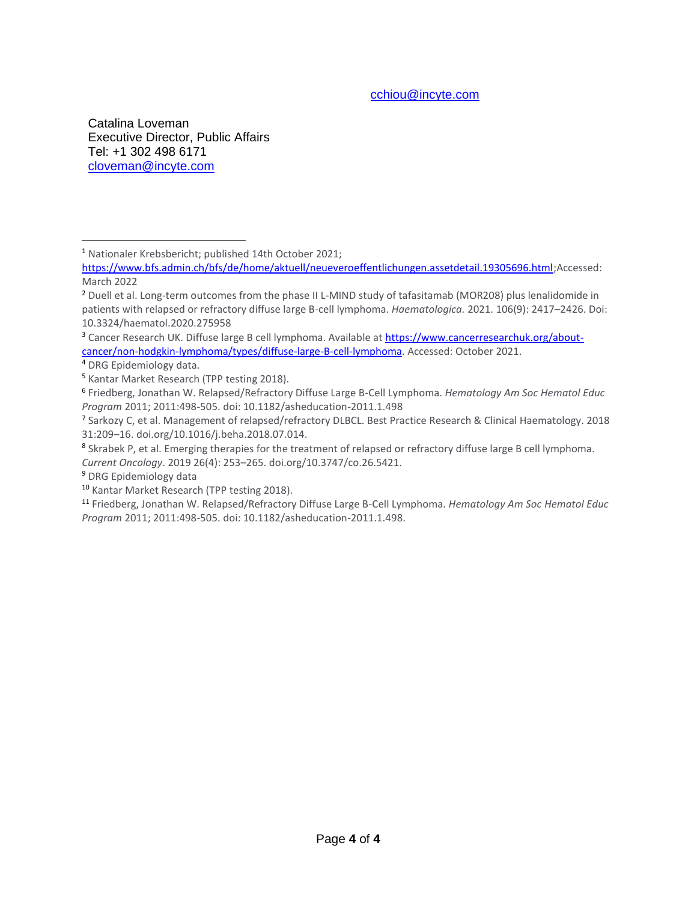cchiou@incyte.com

Catalina Loveman
Executive Director, Public Affairs
Tel: +1 302 498 6171
cloveman@incyte.com

---

[1] Nationaler Krebsbericht; published 14th October 2021; https://www.bfs.admin.ch/bfs/de/home/aktuell/neueveroeffentlichungen.assetdetail.19305696.html;Accessed: March 2022

[2] Duell et al. Long-term outcomes from the phase II L-MIND study of tafasitamab (MOR208) plus lenalidomide in patients with relapsed or refractory diffuse large B-cell lymphoma. *Haematologica.* 2021. 106(9): 2417–2426. Doi: 10.3324/haematol.2020.275958

[3] Cancer Research UK. Diffuse large B cell lymphoma. Available at https://www.cancerresearchuk.org/about-cancer/non-hodgkin-lymphoma/types/diffuse-large-B-cell-lymphoma. Accessed: October 2021.

[4] DRG Epidemiology data.

[5] Kantar Market Research (TPP testing 2018).

[6] Friedberg, Jonathan W. Relapsed/Refractory Diffuse Large B-Cell Lymphoma. *Hematology Am Soc Hematol Educ Program* 2011; 2011:498-505. doi: 10.1182/asheducation-2011.1.498

[7] Sarkozy C, et al. Management of relapsed/refractory DLBCL. Best Practice Research & Clinical Haematology. 2018 31:209–16. doi.org/10.1016/j.beha.2018.07.014.

[8] Skrabek P, et al. Emerging therapies for the treatment of relapsed or refractory diffuse large B cell lymphoma. *Current Oncology*. 2019 26(4): 253–265. doi.org/10.3747/co.26.5421.

[9] DRG Epidemiology data

[10] Kantar Market Research (TPP testing 2018).

[11] Friedberg, Jonathan W. Relapsed/Refractory Diffuse Large B-Cell Lymphoma. *Hematology Am Soc Hematol Educ Program* 2011; 2011:498-505. doi: 10.1182/asheducation-2011.1.498.